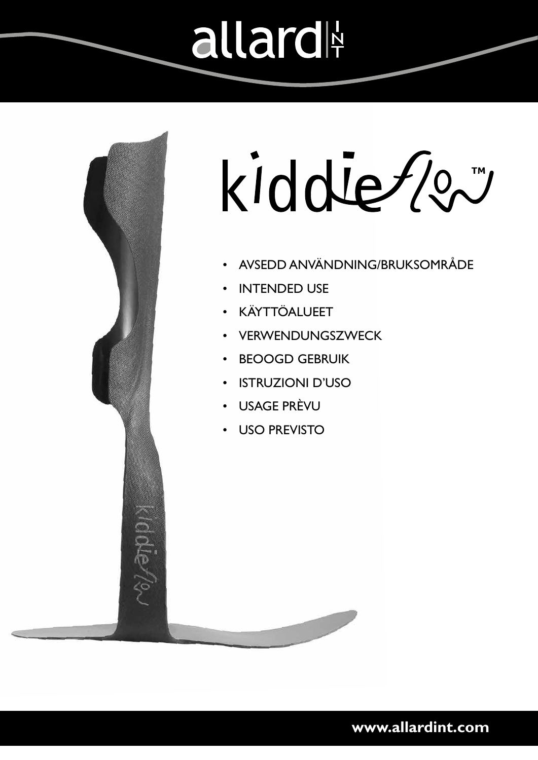# allard INT

# kiddieflow™

- AVSEDD ANVÄNDNING/BRUKSOMRÅDE
- INTENDED USE
- KÄYTTÖALUEET
- VERWENDUNGSZWECK
- BEOOGD GEBRUIK
- ISTRUZIONI D'USO
- USAGE PRÈVU
- USO PREVISTO

**www.allardint.com**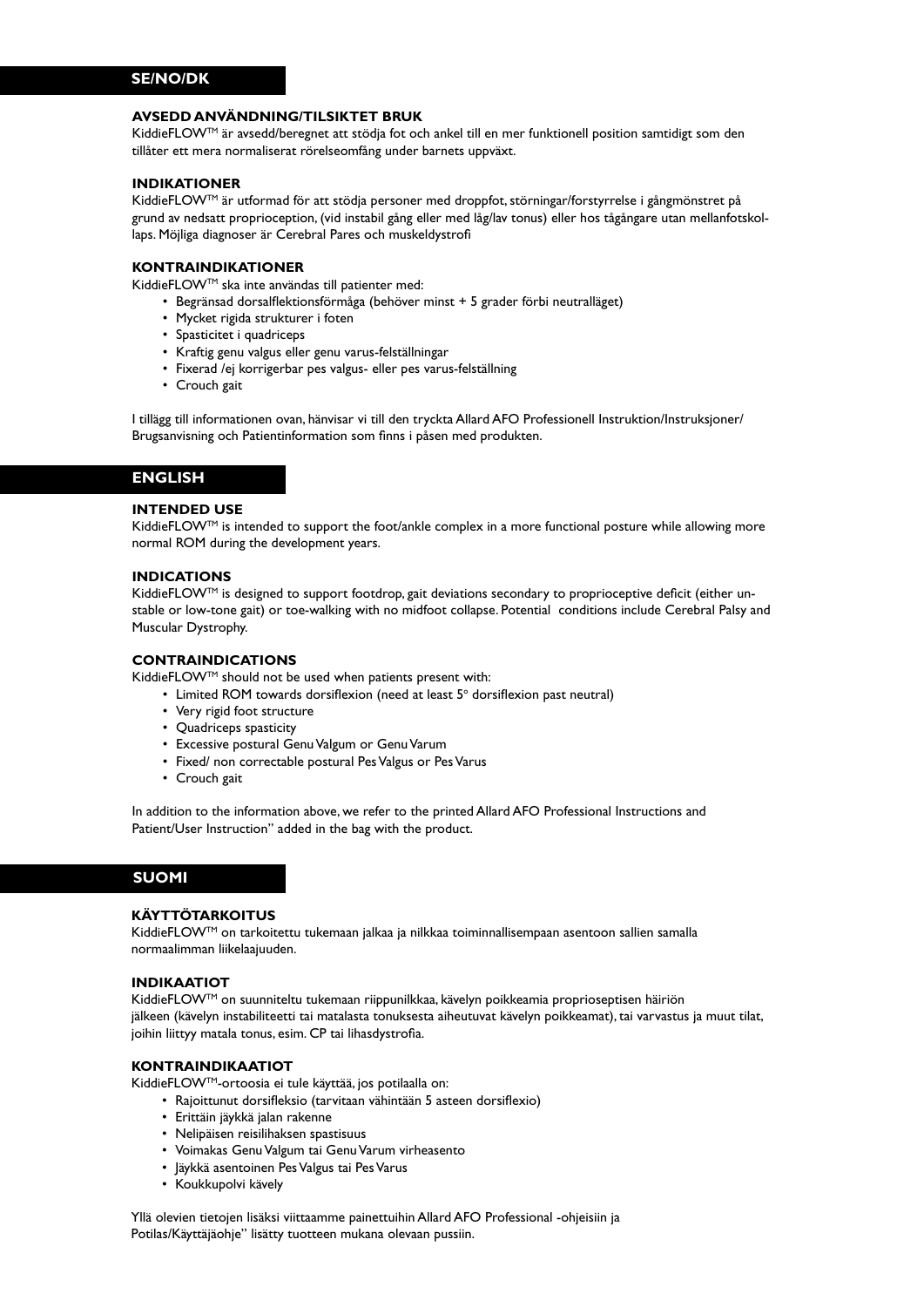## SE/NO/DK

### AVSEDD ANVÄNDNING/TILSIKTET BRUK

KiddieFLOW™ är avsedd/beregnet att stödja fot och ankel till en mer funktionell position samtidigt som den tillåter ett mera normaliserat rörelseomfång under barnets uppväxt.

### INDIKATIONER

KiddieFLOW™ är utformad för att stödja personer med droppfot, störningar/forstyrrelse i gångmönstret på grund av nedsatt proprioception, (vid instabil gång eller med låg/lav tonus) eller hos tågångare utan mellanfotskollaps. Möjliga diagnoser är Cerebral Pares och muskeldystrofi

### KONTRAINDIKATIONER

KiddieFLOW™ ska inte användas till patienter med:

- Begränsad dorsalflektionsförmåga (behöver minst + 5 grader förbi neutralläget)
- Mycket rigida strukturer i foten
- Spasticitet i quadriceps
- Kraftig genu valgus eller genu varus-felställningar
- Fixerad /ej korrigerbar pes valgus- eller pes varus-felställning
- Crouch gait

I tillägg till informationen ovan, hänvisar vi till den tryckta Allard AFO Professionell Instruktion/Instruksjoner/Brugsanvisning och Patientinformation som finns i påsen med produkten.

## ENGLISH

### INTENDED USE

KiddieFLOW™ is intended to support the foot/ankle complex in a more functional posture while allowing more normal ROM during the development years.

### INDICATIONS

KiddieFLOW™ is designed to support footdrop, gait deviations secondary to proprioceptive deficit (either unstable or low-tone gait) or toe-walking with no midfoot collapse. Potential conditions include Cerebral Palsy and Muscular Dystrophy.

### CONTRAINDICATIONS

KiddieFLOW™ should not be used when patients present with:

- Limited ROM towards dorsiflexion (need at least 5° dorsiflexion past neutral)
- Very rigid foot structure
- Quadriceps spasticity
- Excessive postural Genu Valgum or Genu Varum
- Fixed/ non correctable postural Pes Valgus or Pes Varus
- Crouch gait

In addition to the information above, we refer to the printed Allard AFO Professional Instructions and Patient/User Instruction" added in the bag with the product.

## SUOMI

### KÄYTTÖTARKOITUS

KiddieFLOW™ on tarkoitettu tukemaan jalkaa ja nilkkaa toiminnallisempaan asentoon sallien samalla normaalimman liikelaajuuden.

### INDIKAATIOT

KiddieFLOW™ on suunniteltu tukemaan riippunilkkaa, kävelyn poikkeamia proprioseptisen häiriön jälkeen (kävelyn instabiliteetti tai matalasta tonuksesta aiheutuvat kävelyn poikkeamat), tai varvastus ja muut tilat, joihin liittyy matala tonus, esim. CP tai lihasdystrofia.

### KONTRAINDIKAATIOT

KiddieFLOW™-ortoosia ei tule käyttää, jos potilaalla on:

- Rajoittunut dorsifleksio (tarvitaan vähintään 5 asteen dorsiflexio)
- Erittäin jäykkä jalan rakenne
- Nelipäisen reisilihaksen spastisuus
- Voimakas Genu Valgum tai Genu Varum virheasento
- Jäykkä asentoinen Pes Valgus tai Pes Varus
- Koukkupolvi kävely

Yllä olevien tietojen lisäksi viittaamme painettuihin Allard AFO Professional -ohjeisiin ja Potilas/Käyttäjäohje" lisätty tuotteen mukana olevaan pussiin.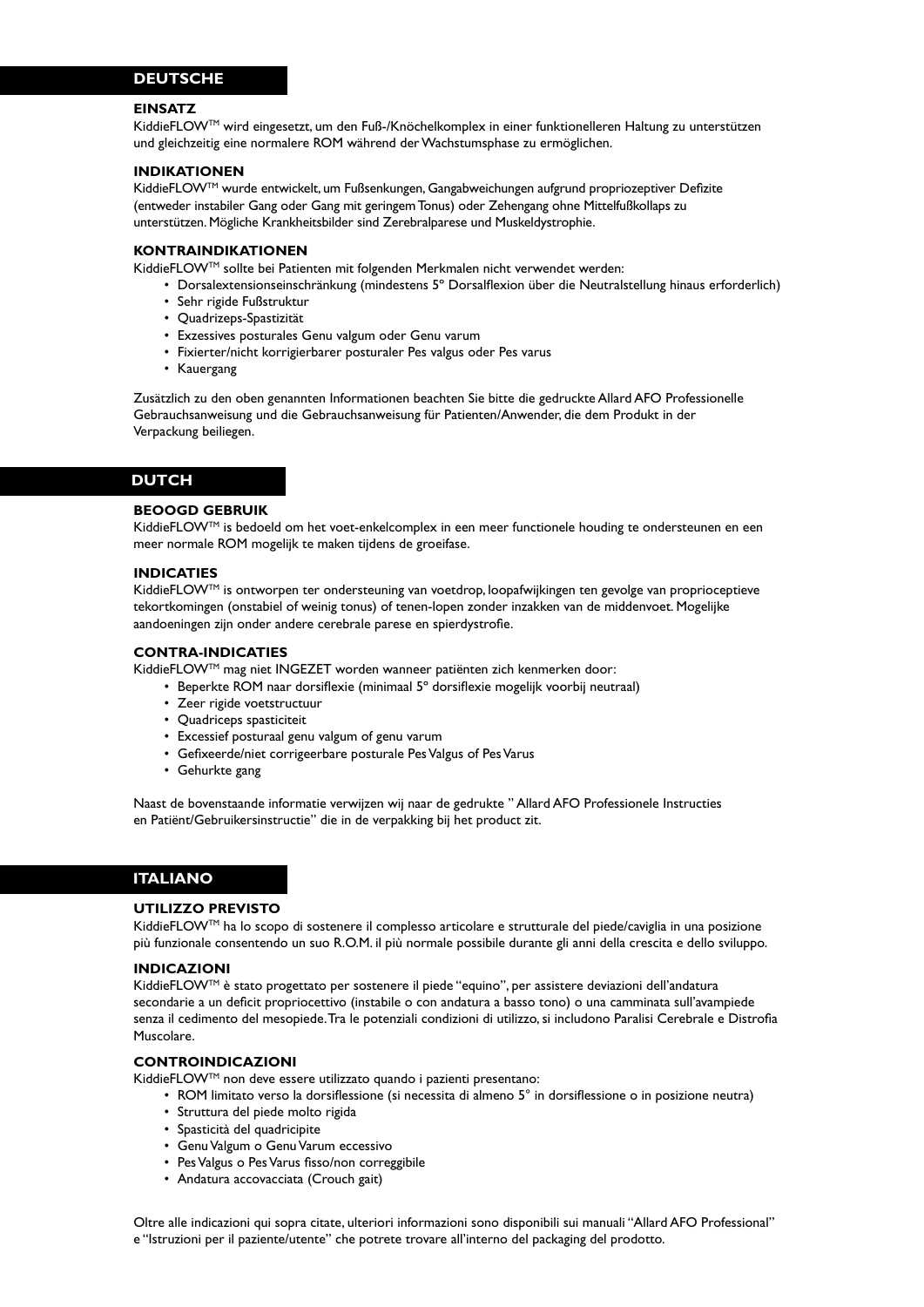## DEUTSCHE

**EINSATZ**
KiddieFLOW™ wird eingesetzt, um den Fuß-/Knöchelkomplex in einer funktionelleren Haltung zu unterstützen und gleichzeitig eine normalere ROM während der Wachstumsphase zu ermöglichen.

**INDIKATIONEN**
KiddieFLOW™ wurde entwickelt, um Fußsenkungen, Gangabweichungen aufgrund propriozeptiver Defizite (entweder instabiler Gang oder Gang mit geringem Tonus) oder Zehengang ohne Mittelfußkollaps zu unterstützen. Mögliche Krankheitsbilder sind Zerebralparese und Muskeldystrophie.

**KONTRAINDIKATIONEN**
KiddieFLOW™ sollte bei Patienten mit folgenden Merkmalen nicht verwendet werden:

- Dorsalextensionseinschränkung (mindestens 5° Dorsalflexion über die Neutralstellung hinaus erforderlich)
- Sehr rigide Fußstruktur
- Quadrizeps-Spastizität
- Exzessives posturales Genu valgum oder Genu varum
- Fixierter/nicht korrigierbarer posturaler Pes valgus oder Pes varus
- Kauergang

Zusätzlich zu den oben genannten Informationen beachten Sie bitte die gedruckte Allard AFO Professionelle Gebrauchsanweisung und die Gebrauchsanweisung für Patienten/Anwender, die dem Produkt in der Verpackung beiliegen.

## DUTCH

**BEOOGD GEBRUIK**
KiddieFLOW™ is bedoeld om het voet-enkelcomplex in een meer functionele houding te ondersteunen en een meer normale ROM mogelijk te maken tijdens de groeifase.

**INDICATIES**
KiddieFLOW™ is ontworpen ter ondersteuning van voetdrop, loopafwijkingen ten gevolge van proprioceptieve tekortkomingen (onstabiel of weinig tonus) of tenen-lopen zonder inzakken van de middenvoet. Mogelijke aandoeningen zijn onder andere cerebrale parese en spierdystrofie.

**CONTRA-INDICATIES**
KiddieFLOW™ mag niet INGEZET worden wanneer patiënten zich kenmerken door:

- Beperkte ROM naar dorsiflexie (minimaal 5° dorsiflexie mogelijk voorbij neutraal)
- Zeer rigide voetstructuur
- Quadriceps spasticiteit
- Excessief posturaal genu valgum of genu varum
- Gefixeerde/niet corrigeerbare posturale Pes Valgus of Pes Varus
- Gehurkte gang

Naast de bovenstaande informatie verwijzen wij naar de gedrukte " Allard AFO Professionele Instructies en Patiënt/Gebruikersinstructie" die in de verpakking bij het product zit.

## ITALIANO

**UTILIZZO PREVISTO**
KiddieFLOW™ ha lo scopo di sostenere il complesso articolare e strutturale del piede/caviglia in una posizione più funzionale consentendo un suo R.O.M. il più normale possibile durante gli anni della crescita e dello sviluppo.

**INDICAZIONI**
KiddieFLOW™ è stato progettato per sostenere il piede "equino", per assistere deviazioni dell'andatura secondarie a un deficit propriocettivo (instabile o con andatura a basso tono) o una camminata sull'avampiede senza il cedimento del mesopiede. Tra le potenziali condizioni di utilizzo, si includono Paralisi Cerebrale e Distrofia Muscolare.

**CONTROINDICAZIONI**
KiddieFLOW™ non deve essere utilizzato quando i pazienti presentano:

- ROM limitato verso la dorsiflessione (si necessita di almeno 5° in dorsiflessione o in posizione neutra)
- Struttura del piede molto rigida
- Spasticità del quadricipite
- Genu Valgum o Genu Varum eccessivo
- Pes Valgus o Pes Varus fisso/non correggibile
- Andatura accovacciata (Crouch gait)

Oltre alle indicazioni qui sopra citate, ulteriori informazioni sono disponibili sui manuali "Allard AFO Professional" e "Istruzioni per il paziente/utente" che potrete trovare all'interno del packaging del prodotto.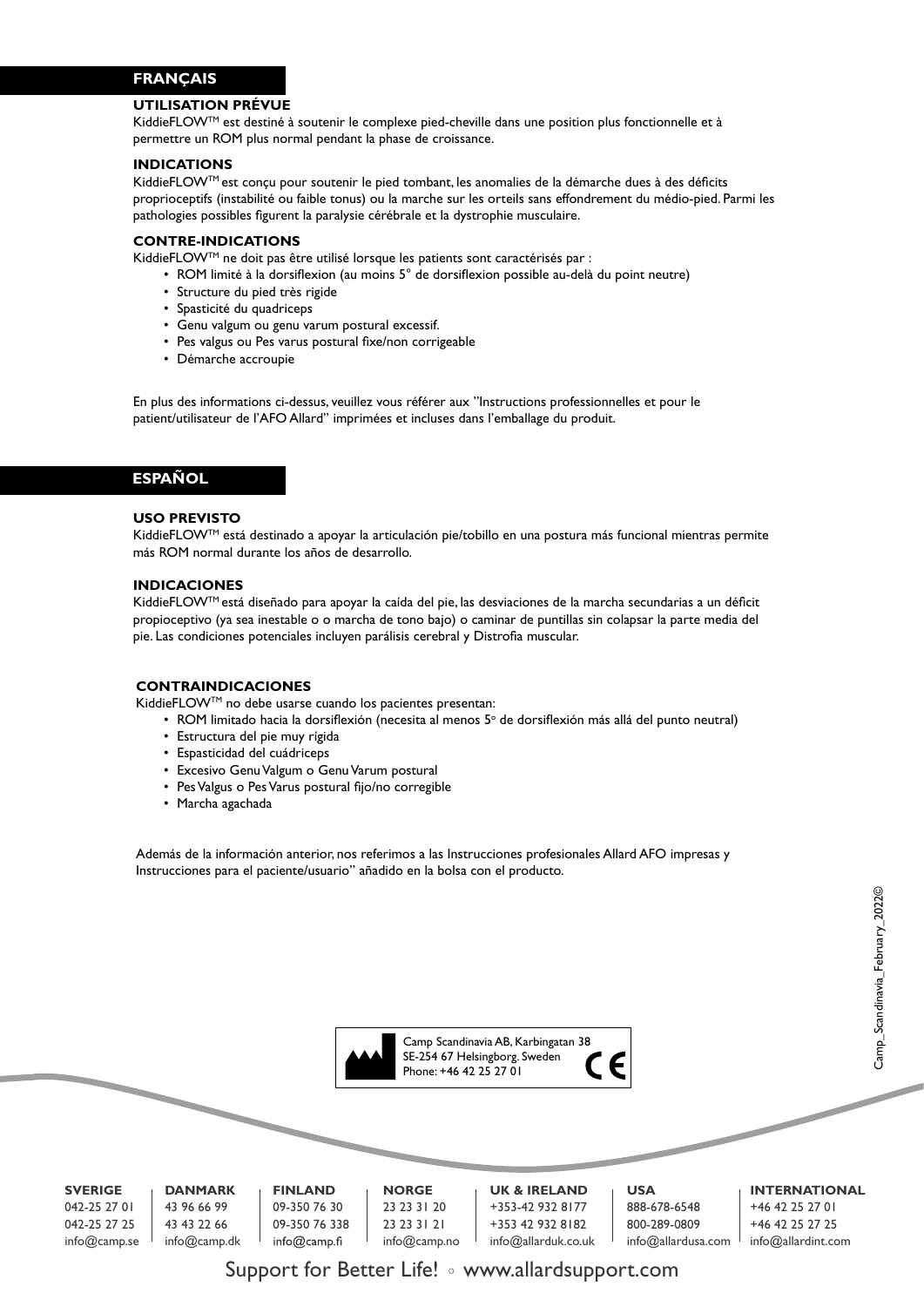## FRANÇAIS

### UTILISATION PRÉVUE

KiddieFLOW™ est destiné à soutenir le complexe pied-cheville dans une position plus fonctionnelle et à permettre un ROM plus normal pendant la phase de croissance.

### INDICATIONS

KiddieFLOW™ est conçu pour soutenir le pied tombant, les anomalies de la démarche dues à des déficits proprioceptifs (instabilité ou faible tonus) ou la marche sur les orteils sans effondrement du médio-pied. Parmi les pathologies possibles figurent la paralysie cérébrale et la dystrophie musculaire.

### CONTRE-INDICATIONS

KiddieFLOW™ ne doit pas être utilisé lorsque les patients sont caractérisés par :

- ROM limité à la dorsiflexion (au moins 5° de dorsiflexion possible au-delà du point neutre)
- Structure du pied très rigide
- Spasticité du quadriceps
- Genu valgum ou genu varum postural excessif.
- Pes valgus ou Pes varus postural fixe/non corrigeable
- Démarche accroupie

En plus des informations ci-dessus, veuillez vous référer aux "Instructions professionnelles et pour le patient/utilisateur de l'AFO Allard" imprimées et incluses dans l'emballage du produit.

## ESPAÑOL

### USO PREVISTO

KiddieFLOW™ está destinado a apoyar la articulación pie/tobillo en una postura más funcional mientras permite más ROM normal durante los años de desarrollo.

### INDICACIONES

KiddieFLOW™ está diseñado para apoyar la caída del pie, las desviaciones de la marcha secundarias a un déficit propioceptivo (ya sea inestable o o marcha de tono bajo) o caminar de puntillas sin colapsar la parte media del pie. Las condiciones potenciales incluyen parálisis cerebral y Distrofia muscular.

### CONTRAINDICACIONES

KiddieFLOW™ no debe usarse cuando los pacientes presentan:

- ROM limitado hacia la dorsiflexión (necesita al menos 5° de dorsiflexión más allá del punto neutral)
- Estructura del pie muy rígida
- Espasticidad del cuádriceps
- Excesivo Genu Valgum o Genu Varum postural
- Pes Valgus o Pes Varus postural fijo/no corregible
- Marcha agachada

Además de la información anterior, nos referimos a las Instrucciones profesionales Allard AFO impresas y Instrucciones para el paciente/usuario" añadido en la bolsa con el producto.

Camp Scandinavia AB, Karbingatan 38
SE-254 67 Helsingborg. Sweden
Phone: +46 42 25 27 01

Camp_Scandinavia_February_2022©

| SVERIGE | DANMARK | FINLAND | NORGE | UK & IRELAND | USA | INTERNATIONAL |
|---|---|---|---|---|---|---|
| 042-25 27 01 | 43 96 66 99 | 09-350 76 30 | 23 23 31 20 | +353-42 932 8177 | 888-678-6548 | +46 42 25 27 01 |
| 042-25 27 25 | 43 43 22 66 | 09-350 76 338 | 23 23 31 21 | +353 42 932 8182 | 800-289-0809 | +46 42 25 27 25 |
| info@camp.se | info@camp.dk | info@camp.fi | info@camp.no | info@allarduk.co.uk | info@allardusa.com | info@allardint.com |

Support for Better Life! ◦ www.allardsupport.com